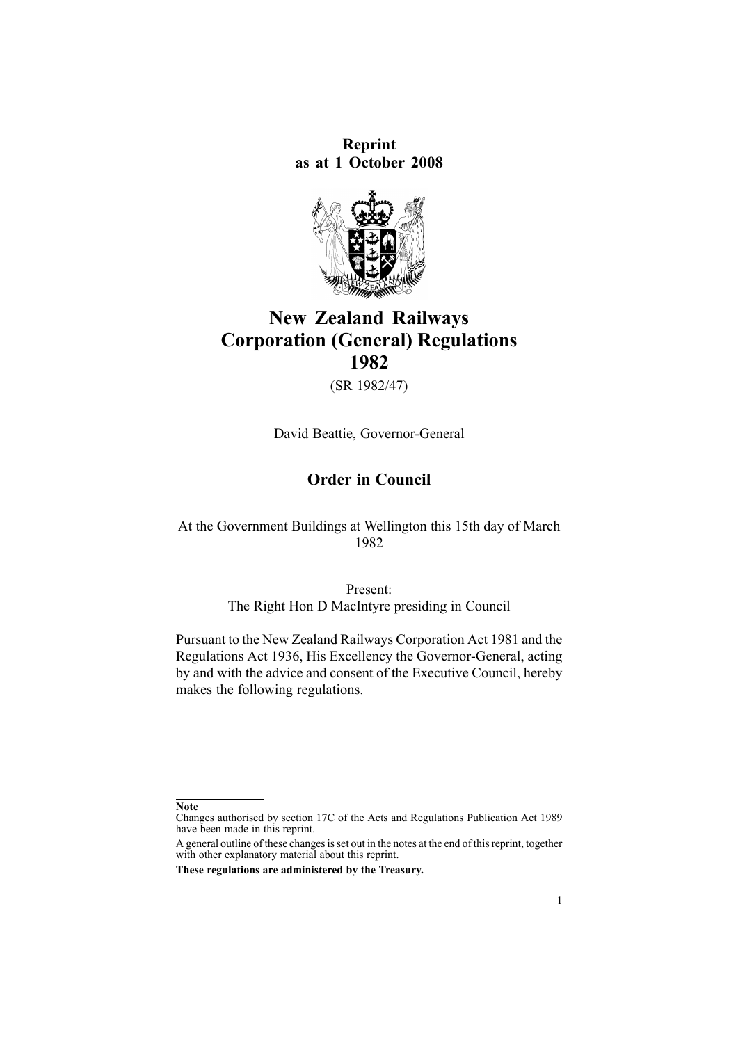**Reprint**
**as at 1 October 2008**

# New Zealand Railways Corporation (General) Regulations 1982

(SR 1982/47)

David Beattie, Governor-General

## Order in Council

At the Government Buildings at Wellington this 15th day of March 1982

Present:
The Right Hon D MacIntyre presiding in Council

Pursuant to the New Zealand Railways Corporation Act 1981 and the Regulations Act 1936, His Excellency the Governor-General, acting by and with the advice and consent of the Executive Council, hereby makes the following regulations.

**Note**

Changes authorised by section 17C of the Acts and Regulations Publication Act 1989 have been made in this reprint.

A general outline of these changes is set out in the notes at the end of this reprint, together with other explanatory material about this reprint.

**These regulations are administered by the Treasury.**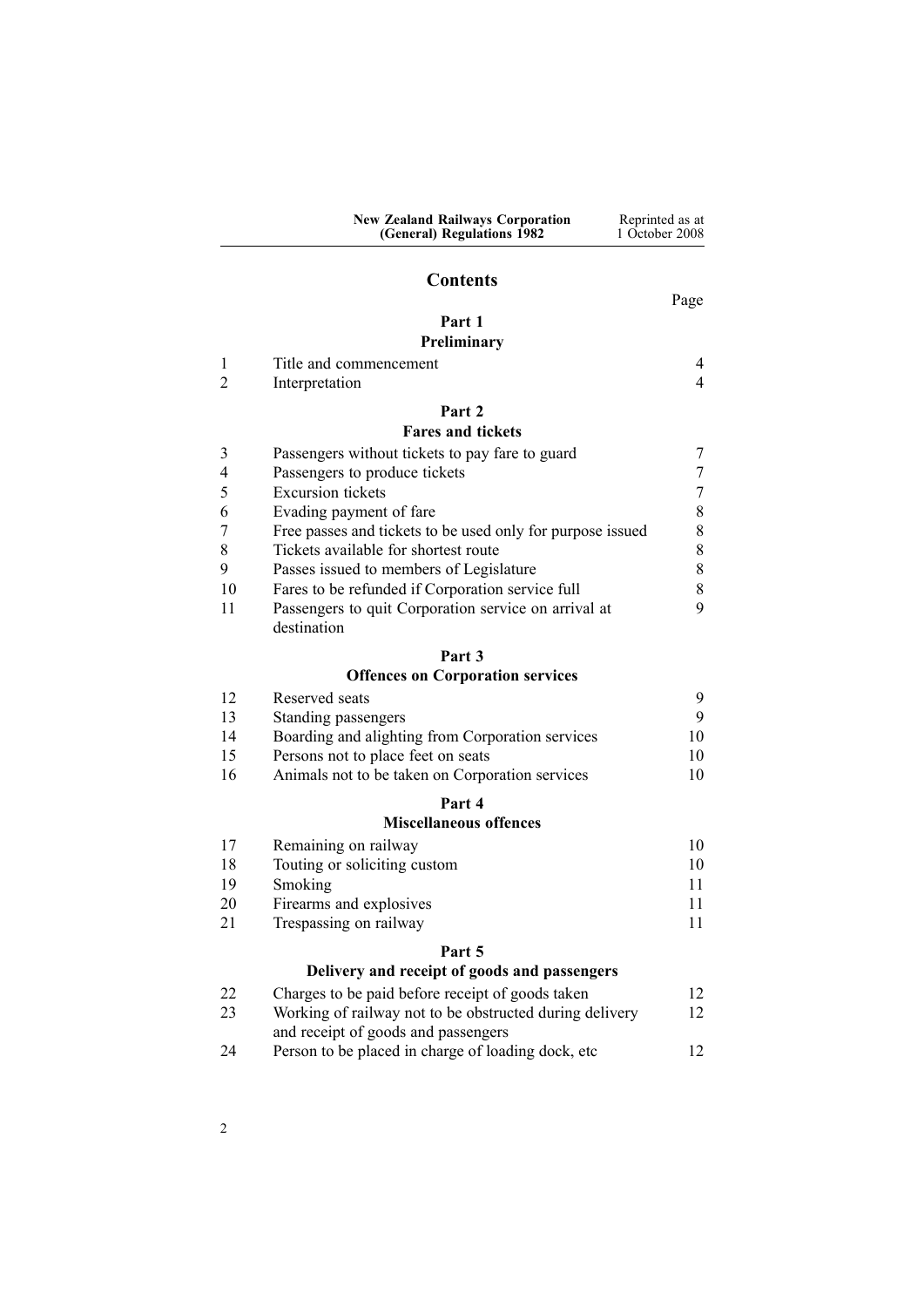## Contents

Page

### Part 1
### Preliminary

| | | |
|---|---|---|
| 1 | Title and commencement | 4 |
| 2 | Interpretation | 4 |

### Part 2
### Fares and tickets

| | | |
|---|---|---|
| 3 | Passengers without tickets to pay fare to guard | 7 |
| 4 | Passengers to produce tickets | 7 |
| 5 | Excursion tickets | 7 |
| 6 | Evading payment of fare | 8 |
| 7 | Free passes and tickets to be used only for purpose issued | 8 |
| 8 | Tickets available for shortest route | 8 |
| 9 | Passes issued to members of Legislature | 8 |
| 10 | Fares to be refunded if Corporation service full | 8 |
| 11 | Passengers to quit Corporation service on arrival at destination | 9 |

### Part 3
### Offences on Corporation services

| | | |
|---|---|---|
| 12 | Reserved seats | 9 |
| 13 | Standing passengers | 9 |
| 14 | Boarding and alighting from Corporation services | 10 |
| 15 | Persons not to place feet on seats | 10 |
| 16 | Animals not to be taken on Corporation services | 10 |

### Part 4
### Miscellaneous offences

| | | |
|---|---|---|
| 17 | Remaining on railway | 10 |
| 18 | Touting or soliciting custom | 10 |
| 19 | Smoking | 11 |
| 20 | Firearms and explosives | 11 |
| 21 | Trespassing on railway | 11 |

### Part 5
### Delivery and receipt of goods and passengers

| | | |
|---|---|---|
| 22 | Charges to be paid before receipt of goods taken | 12 |
| 23 | Working of railway not to be obstructed during delivery and receipt of goods and passengers | 12 |
| 24 | Person to be placed in charge of loading dock, etc | 12 |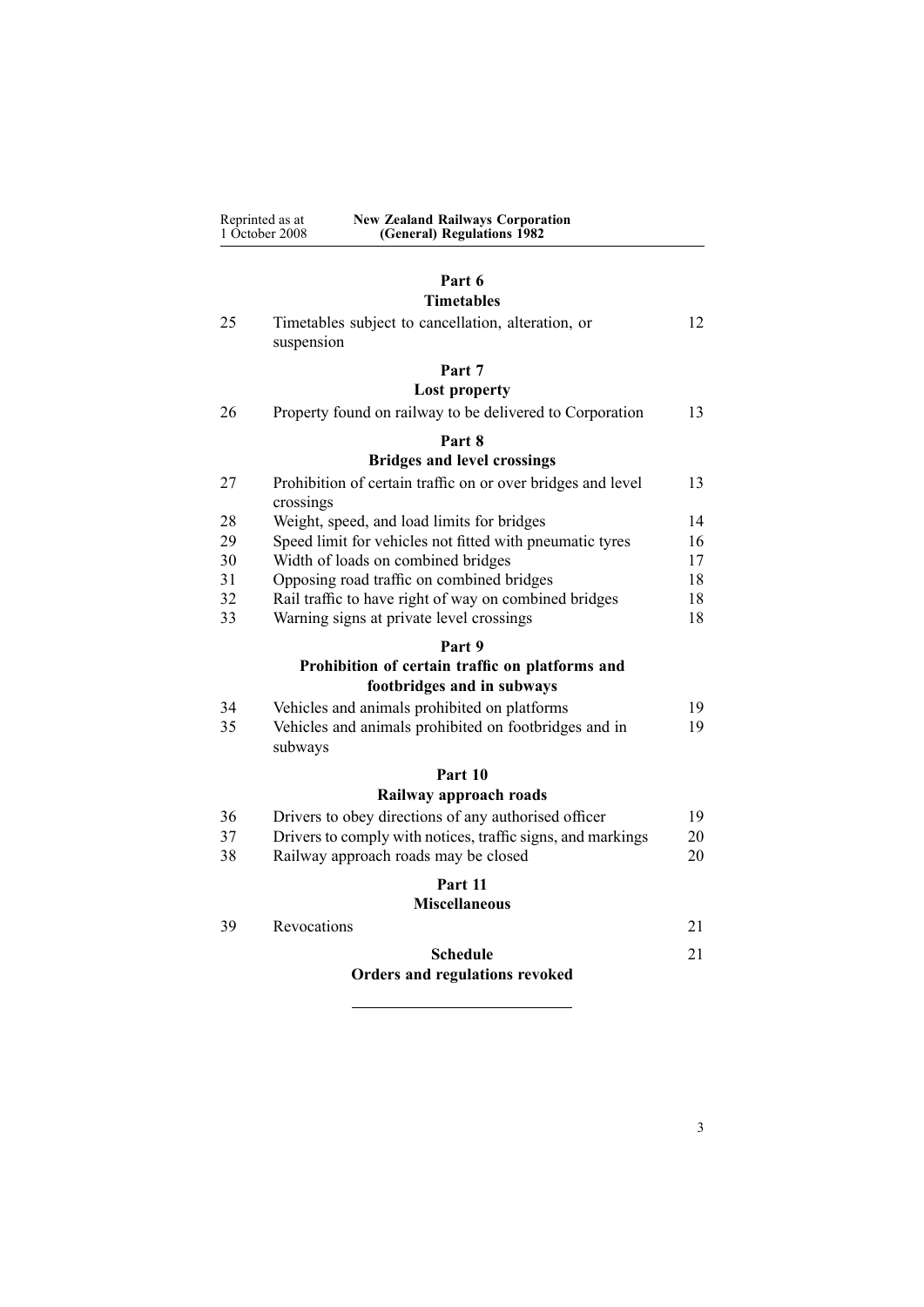**Part 6**

**Timetables**

| | | |
|---|---|---|
| 25 | Timetables subject to cancellation, alteration, or suspension | 12 |

**Part 7**

**Lost property**

| | | |
|---|---|---|
| 26 | Property found on railway to be delivered to Corporation | 13 |

**Part 8**

**Bridges and level crossings**

| | | |
|---|---|---|
| 27 | Prohibition of certain traffic on or over bridges and level crossings | 13 |
| 28 | Weight, speed, and load limits for bridges | 14 |
| 29 | Speed limit for vehicles not fitted with pneumatic tyres | 16 |
| 30 | Width of loads on combined bridges | 17 |
| 31 | Opposing road traffic on combined bridges | 18 |
| 32 | Rail traffic to have right of way on combined bridges | 18 |
| 33 | Warning signs at private level crossings | 18 |

**Part 9**

**Prohibition of certain traffic on platforms and footbridges and in subways**

| | | |
|---|---|---|
| 34 | Vehicles and animals prohibited on platforms | 19 |
| 35 | Vehicles and animals prohibited on footbridges and in subways | 19 |

**Part 10**

**Railway approach roads**

| | | |
|---|---|---|
| 36 | Drivers to obey directions of any authorised officer | 19 |
| 37 | Drivers to comply with notices, traffic signs, and markings | 20 |
| 38 | Railway approach roads may be closed | 20 |

**Part 11**

**Miscellaneous**

| | | |
|---|---|---|
| 39 | Revocations | 21 |

**Schedule** 21

**Orders and regulations revoked**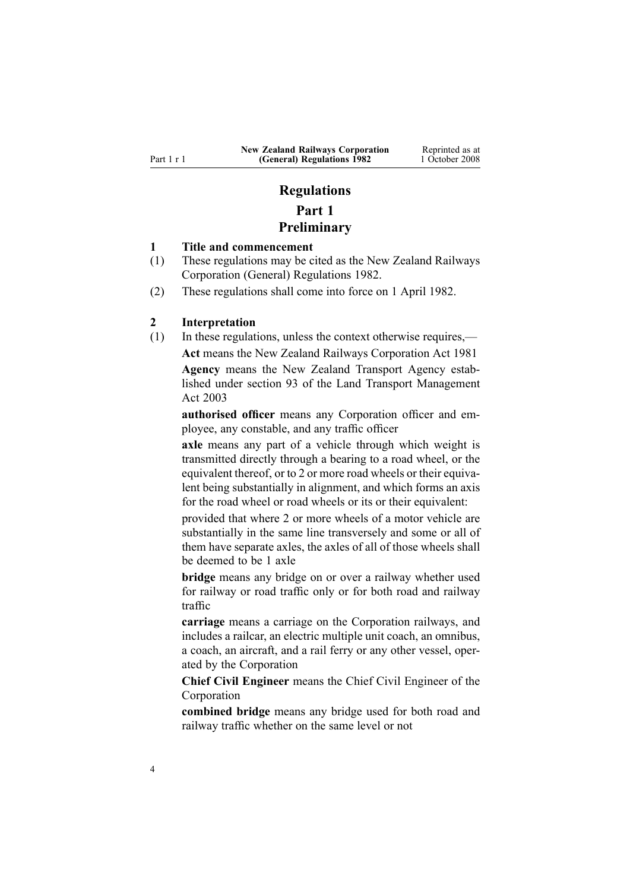# Regulations

## Part 1
## Preliminary

### 1 Title and commencement

(1) These regulations may be cited as the New Zealand Railways Corporation (General) Regulations 1982.

(2) These regulations shall come into force on 1 April 1982.

### 2 Interpretation

(1) In these regulations, unless the context otherwise requires,—

**Act** means the New Zealand Railways Corporation Act 1981

**Agency** means the New Zealand Transport Agency established under section 93 of the Land Transport Management Act 2003

**authorised officer** means any Corporation officer and employee, any constable, and any traffic officer

**axle** means any part of a vehicle through which weight is transmitted directly through a bearing to a road wheel, or the equivalent thereof, or to 2 or more road wheels or their equivalent being substantially in alignment, and which forms an axis for the road wheel or road wheels or its or their equivalent:

provided that where 2 or more wheels of a motor vehicle are substantially in the same line transversely and some or all of them have separate axles, the axles of all of those wheels shall be deemed to be 1 axle

**bridge** means any bridge on or over a railway whether used for railway or road traffic only or for both road and railway traffic

**carriage** means a carriage on the Corporation railways, and includes a railcar, an electric multiple unit coach, an omnibus, a coach, an aircraft, and a rail ferry or any other vessel, operated by the Corporation

**Chief Civil Engineer** means the Chief Civil Engineer of the Corporation

**combined bridge** means any bridge used for both road and railway traffic whether on the same level or not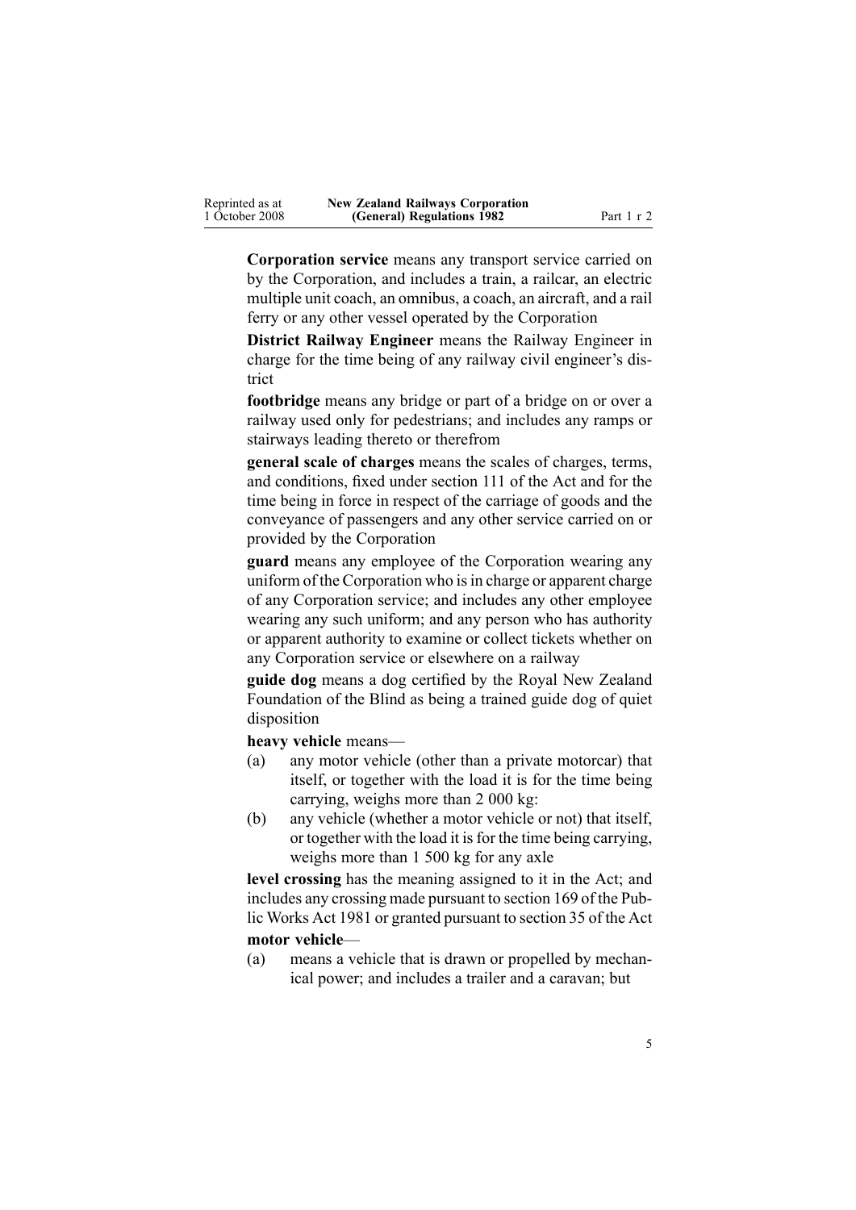**Corporation service** means any transport service carried on by the Corporation, and includes a train, a railcar, an electric multiple unit coach, an omnibus, a coach, an aircraft, and a rail ferry or any other vessel operated by the Corporation

**District Railway Engineer** means the Railway Engineer in charge for the time being of any railway civil engineer's district

**footbridge** means any bridge or part of a bridge on or over a railway used only for pedestrians; and includes any ramps or stairways leading thereto or therefrom

**general scale of charges** means the scales of charges, terms, and conditions, fixed under section 111 of the Act and for the time being in force in respect of the carriage of goods and the conveyance of passengers and any other service carried on or provided by the Corporation

**guard** means any employee of the Corporation wearing any uniform of the Corporation who is in charge or apparent charge of any Corporation service; and includes any other employee wearing any such uniform; and any person who has authority or apparent authority to examine or collect tickets whether on any Corporation service or elsewhere on a railway

**guide dog** means a dog certified by the Royal New Zealand Foundation of the Blind as being a trained guide dog of quiet disposition

**heavy vehicle** means—

(a) any motor vehicle (other than a private motorcar) that itself, or together with the load it is for the time being carrying, weighs more than 2 000 kg:

(b) any vehicle (whether a motor vehicle or not) that itself, or together with the load it is for the time being carrying, weighs more than 1 500 kg for any axle

**level crossing** has the meaning assigned to it in the Act; and includes any crossing made pursuant to section 169 of the Public Works Act 1981 or granted pursuant to section 35 of the Act

**motor vehicle**—

(a) means a vehicle that is drawn or propelled by mechanical power; and includes a trailer and a caravan; but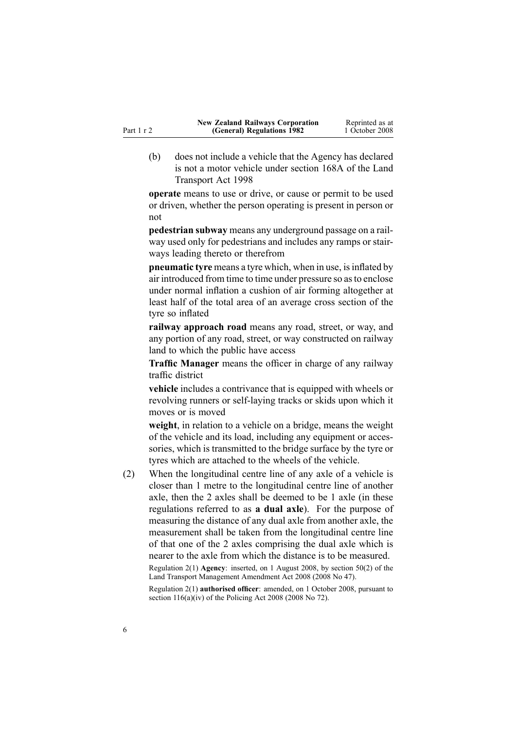(b) does not include a vehicle that the Agency has declared is not a motor vehicle under section 168A of the Land Transport Act 1998

**operate** means to use or drive, or cause or permit to be used or driven, whether the person operating is present in person or not

**pedestrian subway** means any underground passage on a railway used only for pedestrians and includes any ramps or stairways leading thereto or therefrom

**pneumatic tyre** means a tyre which, when in use, is inflated by air introduced from time to time under pressure so as to enclose under normal inflation a cushion of air forming altogether at least half of the total area of an average cross section of the tyre so inflated

**railway approach road** means any road, street, or way, and any portion of any road, street, or way constructed on railway land to which the public have access

**Traffic Manager** means the officer in charge of any railway traffic district

**vehicle** includes a contrivance that is equipped with wheels or revolving runners or self-laying tracks or skids upon which it moves or is moved

**weight**, in relation to a vehicle on a bridge, means the weight of the vehicle and its load, including any equipment or accessories, which is transmitted to the bridge surface by the tyre or tyres which are attached to the wheels of the vehicle.

(2) When the longitudinal centre line of any axle of a vehicle is closer than 1 metre to the longitudinal centre line of another axle, then the 2 axles shall be deemed to be 1 axle (in these regulations referred to as **a dual axle**). For the purpose of measuring the distance of any dual axle from another axle, the measurement shall be taken from the longitudinal centre line of that one of the 2 axles comprising the dual axle which is nearer to the axle from which the distance is to be measured.

Regulation 2(1) **Agency**: inserted, on 1 August 2008, by section 50(2) of the Land Transport Management Amendment Act 2008 (2008 No 47).

Regulation 2(1) **authorised officer**: amended, on 1 October 2008, pursuant to section 116(a)(iv) of the Policing Act 2008 (2008 No 72).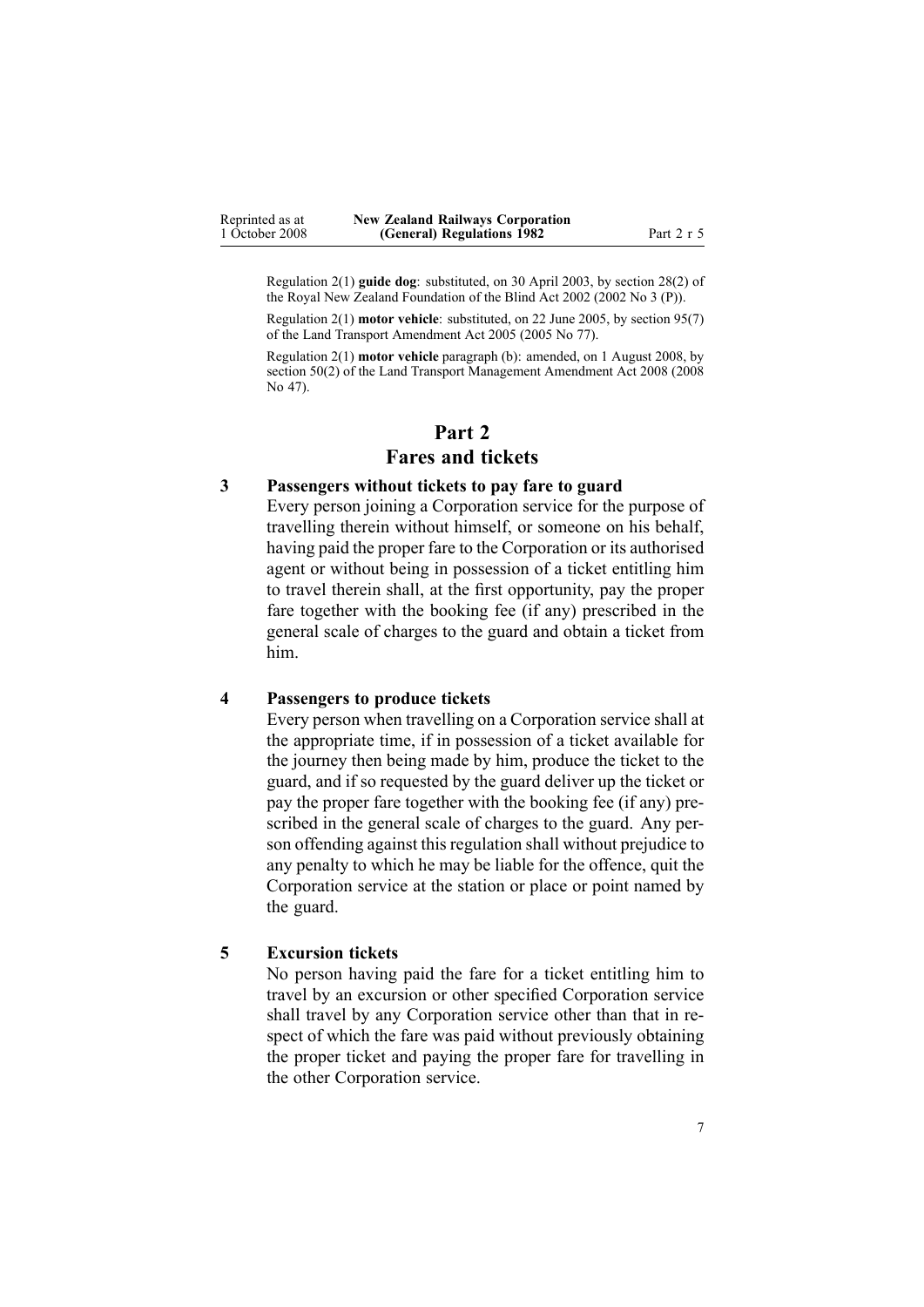Regulation 2(1) **guide dog**: substituted, on 30 April 2003, by section 28(2) of the Royal New Zealand Foundation of the Blind Act 2002 (2002 No 3 (P)).

Regulation 2(1) **motor vehicle**: substituted, on 22 June 2005, by section 95(7) of the Land Transport Amendment Act 2005 (2005 No 77).

Regulation 2(1) **motor vehicle** paragraph (b): amended, on 1 August 2008, by section 50(2) of the Land Transport Management Amendment Act 2008 (2008 No 47).

# Part 2
# Fares and tickets

### 3 Passengers without tickets to pay fare to guard

Every person joining a Corporation service for the purpose of travelling therein without himself, or someone on his behalf, having paid the proper fare to the Corporation or its authorised agent or without being in possession of a ticket entitling him to travel therein shall, at the first opportunity, pay the proper fare together with the booking fee (if any) prescribed in the general scale of charges to the guard and obtain a ticket from him.

### 4 Passengers to produce tickets

Every person when travelling on a Corporation service shall at the appropriate time, if in possession of a ticket available for the journey then being made by him, produce the ticket to the guard, and if so requested by the guard deliver up the ticket or pay the proper fare together with the booking fee (if any) prescribed in the general scale of charges to the guard. Any person offending against this regulation shall without prejudice to any penalty to which he may be liable for the offence, quit the Corporation service at the station or place or point named by the guard.

### 5 Excursion tickets

No person having paid the fare for a ticket entitling him to travel by an excursion or other specified Corporation service shall travel by any Corporation service other than that in respect of which the fare was paid without previously obtaining the proper ticket and paying the proper fare for travelling in the other Corporation service.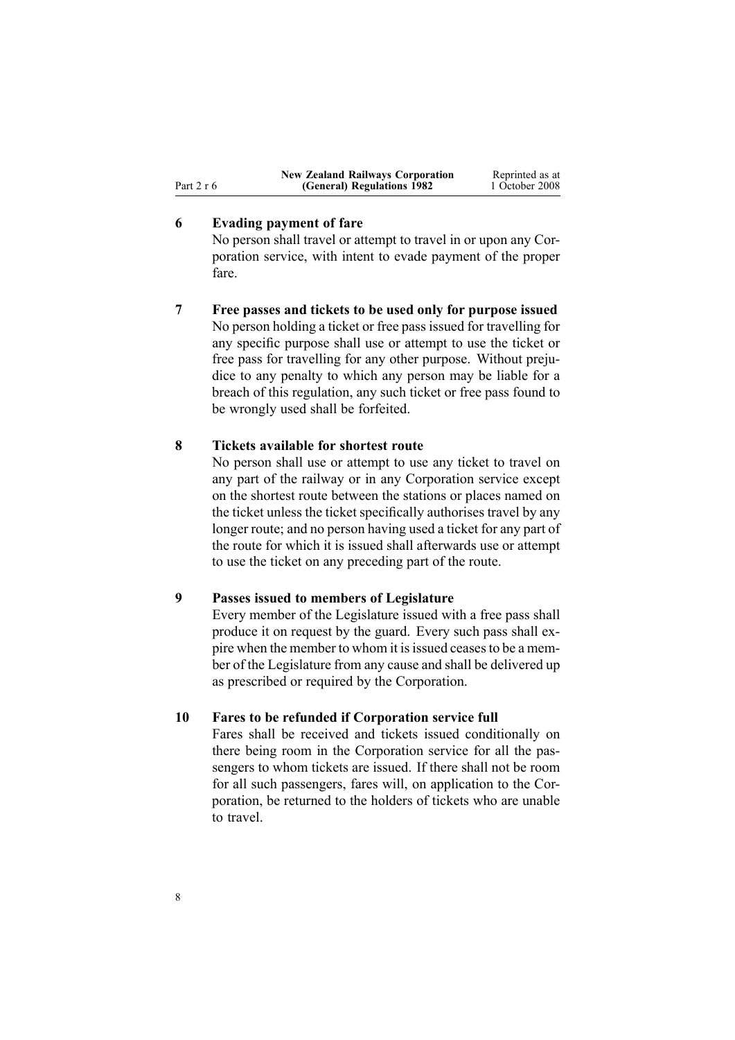## 6 Evading payment of fare

No person shall travel or attempt to travel in or upon any Corporation service, with intent to evade payment of the proper fare.

## 7 Free passes and tickets to be used only for purpose issued

No person holding a ticket or free pass issued for travelling for any specific purpose shall use or attempt to use the ticket or free pass for travelling for any other purpose. Without prejudice to any penalty to which any person may be liable for a breach of this regulation, any such ticket or free pass found to be wrongly used shall be forfeited.

## 8 Tickets available for shortest route

No person shall use or attempt to use any ticket to travel on any part of the railway or in any Corporation service except on the shortest route between the stations or places named on the ticket unless the ticket specifically authorises travel by any longer route; and no person having used a ticket for any part of the route for which it is issued shall afterwards use or attempt to use the ticket on any preceding part of the route.

## 9 Passes issued to members of Legislature

Every member of the Legislature issued with a free pass shall produce it on request by the guard. Every such pass shall expire when the member to whom it is issued ceases to be a member of the Legislature from any cause and shall be delivered up as prescribed or required by the Corporation.

## 10 Fares to be refunded if Corporation service full

Fares shall be received and tickets issued conditionally on there being room in the Corporation service for all the passengers to whom tickets are issued. If there shall not be room for all such passengers, fares will, on application to the Corporation, be returned to the holders of tickets who are unable to travel.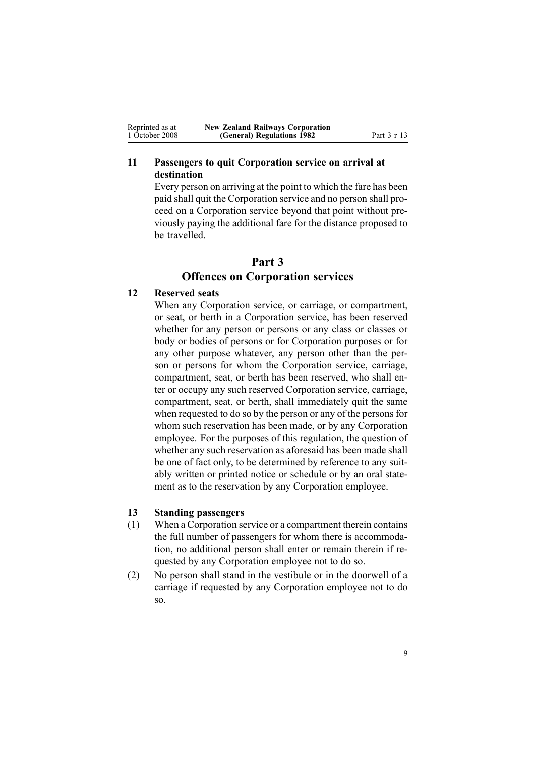### 11 Passengers to quit Corporation service on arrival at destination

Every person on arriving at the point to which the fare has been paid shall quit the Corporation service and no person shall proceed on a Corporation service beyond that point without previously paying the additional fare for the distance proposed to be travelled.

## Part 3
## Offences on Corporation services

### 12 Reserved seats

When any Corporation service, or carriage, or compartment, or seat, or berth in a Corporation service, has been reserved whether for any person or persons or any class or classes or body or bodies of persons or for Corporation purposes or for any other purpose whatever, any person other than the person or persons for whom the Corporation service, carriage, compartment, seat, or berth has been reserved, who shall enter or occupy any such reserved Corporation service, carriage, compartment, seat, or berth, shall immediately quit the same when requested to do so by the person or any of the persons for whom such reservation has been made, or by any Corporation employee. For the purposes of this regulation, the question of whether any such reservation as aforesaid has been made shall be one of fact only, to be determined by reference to any suitably written or printed notice or schedule or by an oral statement as to the reservation by any Corporation employee.

### 13 Standing passengers

(1) When a Corporation service or a compartment therein contains the full number of passengers for whom there is accommodation, no additional person shall enter or remain therein if requested by any Corporation employee not to do so.

(2) No person shall stand in the vestibule or in the doorwell of a carriage if requested by any Corporation employee not to do so.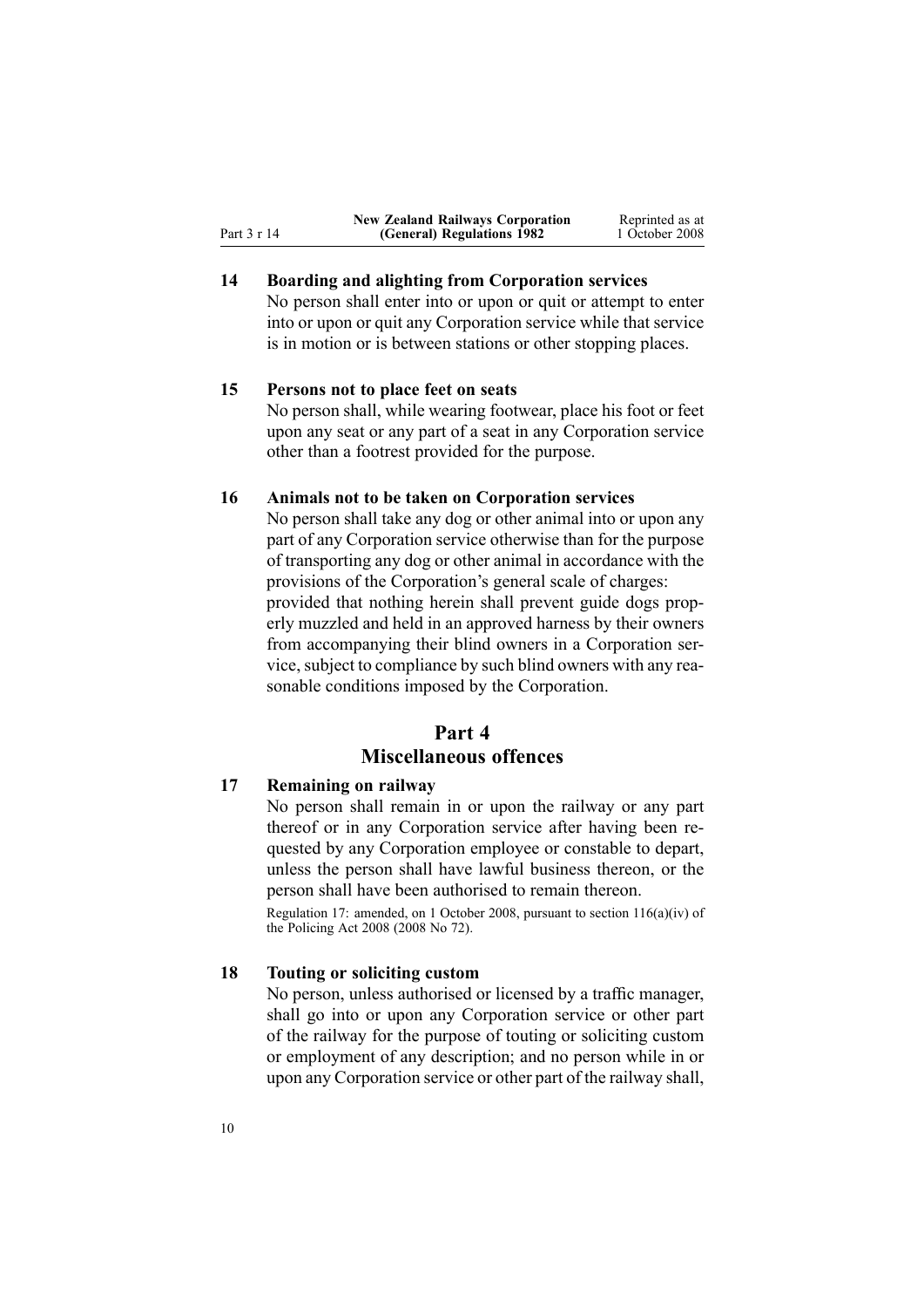### 14 Boarding and alighting from Corporation services

No person shall enter into or upon or quit or attempt to enter into or upon or quit any Corporation service while that service is in motion or is between stations or other stopping places.

### 15 Persons not to place feet on seats

No person shall, while wearing footwear, place his foot or feet upon any seat or any part of a seat in any Corporation service other than a footrest provided for the purpose.

### 16 Animals not to be taken on Corporation services

No person shall take any dog or other animal into or upon any part of any Corporation service otherwise than for the purpose of transporting any dog or other animal in accordance with the provisions of the Corporation's general scale of charges:

provided that nothing herein shall prevent guide dogs properly muzzled and held in an approved harness by their owners from accompanying their blind owners in a Corporation service, subject to compliance by such blind owners with any reasonable conditions imposed by the Corporation.

## Part 4
## Miscellaneous offences

### 17 Remaining on railway

No person shall remain in or upon the railway or any part thereof or in any Corporation service after having been requested by any Corporation employee or constable to depart, unless the person shall have lawful business thereon, or the person shall have been authorised to remain thereon.

Regulation 17: amended, on 1 October 2008, pursuant to section 116(a)(iv) of the Policing Act 2008 (2008 No 72).

### 18 Touting or soliciting custom

No person, unless authorised or licensed by a traffic manager, shall go into or upon any Corporation service or other part of the railway for the purpose of touting or soliciting custom or employment of any description; and no person while in or upon any Corporation service or other part of the railway shall,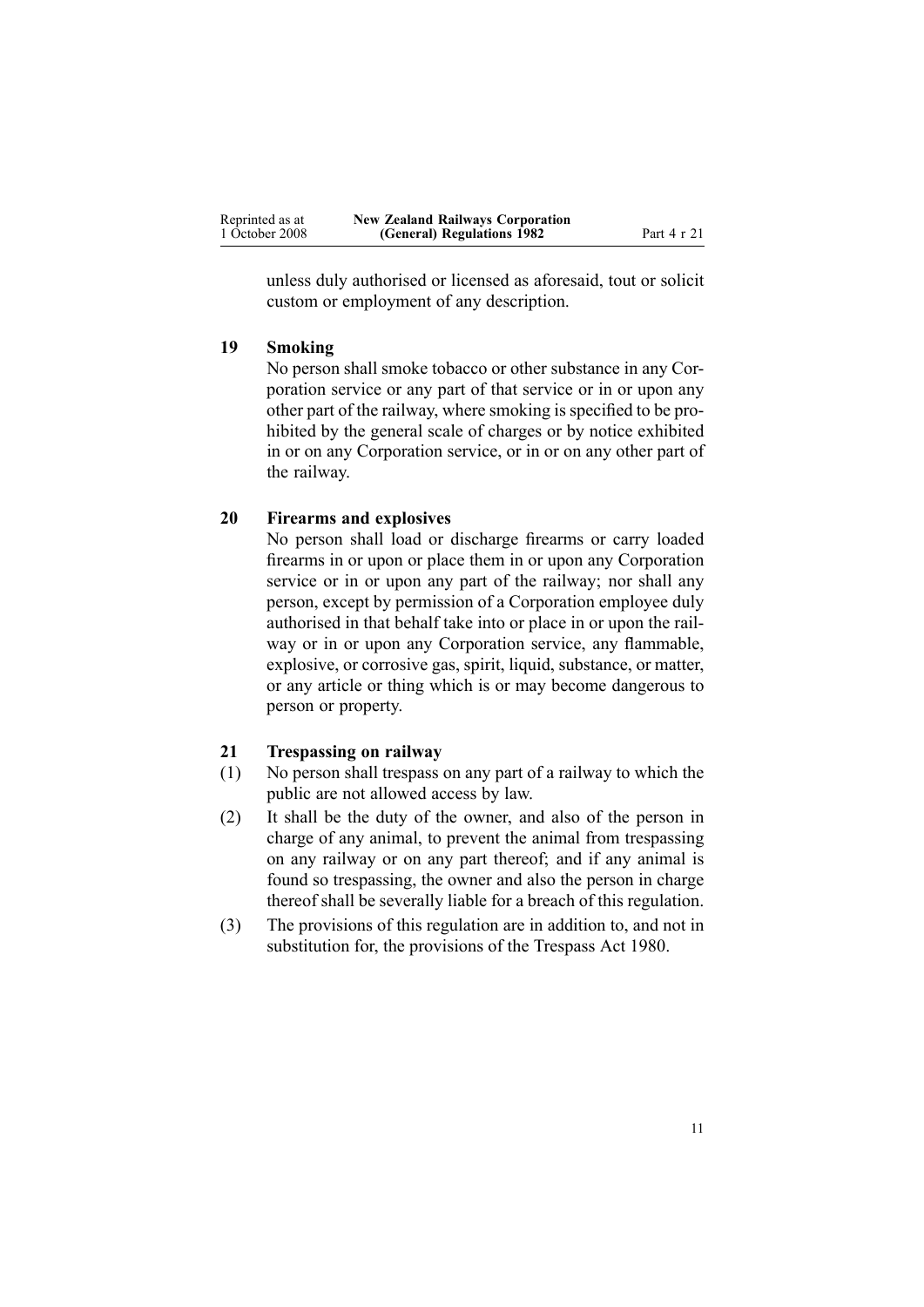unless duly authorised or licensed as aforesaid, tout or solicit custom or employment of any description.

### 19 Smoking

No person shall smoke tobacco or other substance in any Corporation service or any part of that service or in or upon any other part of the railway, where smoking is specified to be prohibited by the general scale of charges or by notice exhibited in or on any Corporation service, or in or on any other part of the railway.

### 20 Firearms and explosives

No person shall load or discharge firearms or carry loaded firearms in or upon or place them in or upon any Corporation service or in or upon any part of the railway; nor shall any person, except by permission of a Corporation employee duly authorised in that behalf take into or place in or upon the railway or in or upon any Corporation service, any flammable, explosive, or corrosive gas, spirit, liquid, substance, or matter, or any article or thing which is or may become dangerous to person or property.

### 21 Trespassing on railway

(1) No person shall trespass on any part of a railway to which the public are not allowed access by law.

(2) It shall be the duty of the owner, and also of the person in charge of any animal, to prevent the animal from trespassing on any railway or on any part thereof; and if any animal is found so trespassing, the owner and also the person in charge thereof shall be severally liable for a breach of this regulation.

(3) The provisions of this regulation are in addition to, and not in substitution for, the provisions of the Trespass Act 1980.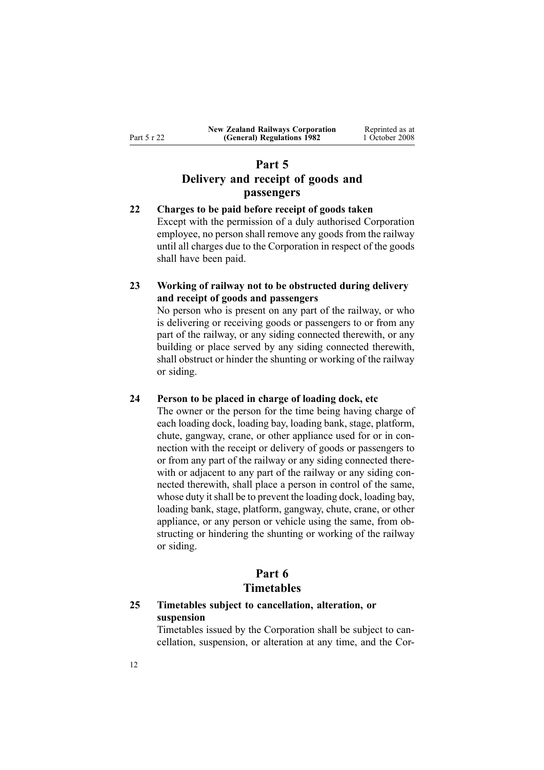## Part 5
## Delivery and receipt of goods and passengers

### 22 Charges to be paid before receipt of goods taken

Except with the permission of a duly authorised Corporation employee, no person shall remove any goods from the railway until all charges due to the Corporation in respect of the goods shall have been paid.

### 23 Working of railway not to be obstructed during delivery and receipt of goods and passengers

No person who is present on any part of the railway, or who is delivering or receiving goods or passengers to or from any part of the railway, or any siding connected therewith, or any building or place served by any siding connected therewith, shall obstruct or hinder the shunting or working of the railway or siding.

### 24 Person to be placed in charge of loading dock, etc

The owner or the person for the time being having charge of each loading dock, loading bay, loading bank, stage, platform, chute, gangway, crane, or other appliance used for or in connection with the receipt or delivery of goods or passengers to or from any part of the railway or any siding connected therewith or adjacent to any part of the railway or any siding connected therewith, shall place a person in control of the same, whose duty it shall be to prevent the loading dock, loading bay, loading bank, stage, platform, gangway, chute, crane, or other appliance, or any person or vehicle using the same, from obstructing or hindering the shunting or working of the railway or siding.

## Part 6
## Timetables

### 25 Timetables subject to cancellation, alteration, or suspension

Timetables issued by the Corporation shall be subject to cancellation, suspension, or alteration at any time, and the Cor-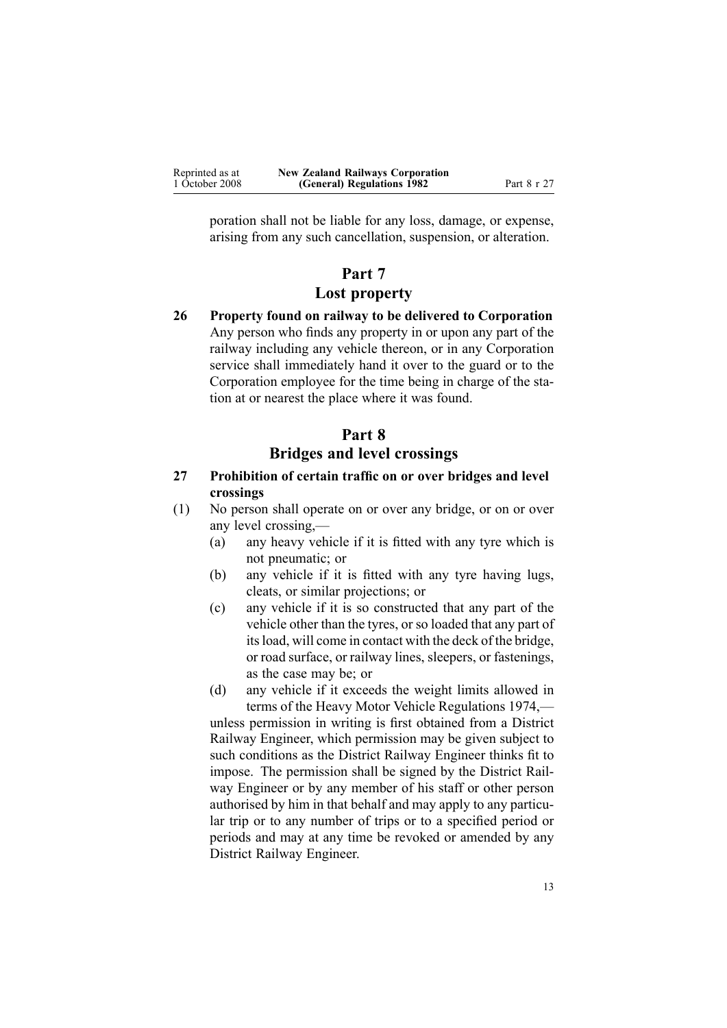poration shall not be liable for any loss, damage, or expense, arising from any such cancellation, suspension, or alteration.

## Part 7
## Lost property

**26 Property found on railway to be delivered to Corporation**

Any person who finds any property in or upon any part of the railway including any vehicle thereon, or in any Corporation service shall immediately hand it over to the guard or to the Corporation employee for the time being in charge of the station at or nearest the place where it was found.

## Part 8
## Bridges and level crossings

**27 Prohibition of certain traffic on or over bridges and level crossings**

(1) No person shall operate on or over any bridge, or on or over any level crossing,—

  (a) any heavy vehicle if it is fitted with any tyre which is not pneumatic; or

  (b) any vehicle if it is fitted with any tyre having lugs, cleats, or similar projections; or

  (c) any vehicle if it is so constructed that any part of the vehicle other than the tyres, or so loaded that any part of its load, will come in contact with the deck of the bridge, or road surface, or railway lines, sleepers, or fastenings, as the case may be; or

  (d) any vehicle if it exceeds the weight limits allowed in terms of the Heavy Motor Vehicle Regulations 1974,—

unless permission in writing is first obtained from a District Railway Engineer, which permission may be given subject to such conditions as the District Railway Engineer thinks fit to impose. The permission shall be signed by the District Railway Engineer or by any member of his staff or other person authorised by him in that behalf and may apply to any particular trip or to any number of trips or to a specified period or periods and may at any time be revoked or amended by any District Railway Engineer.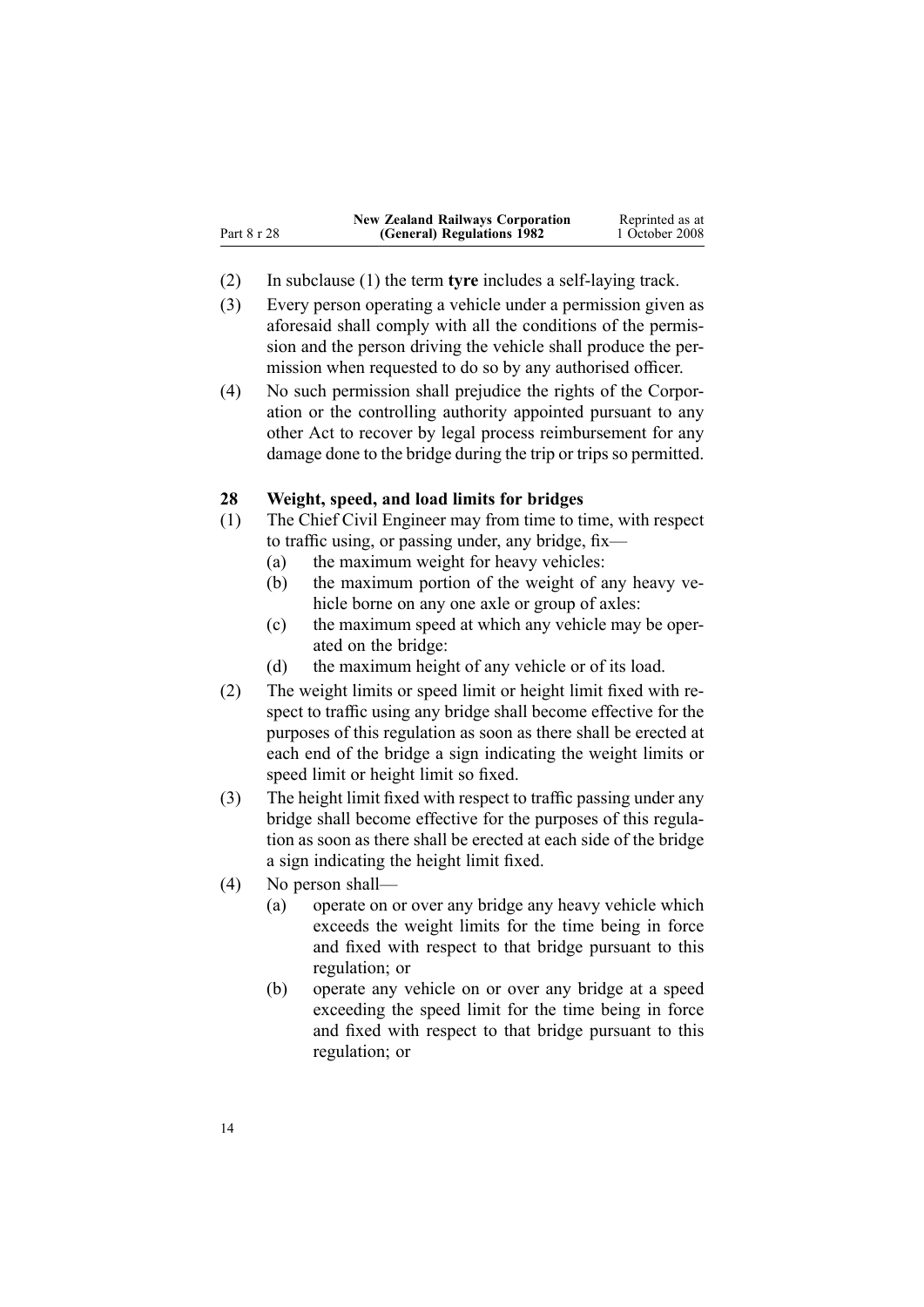(2) In subclause (1) the term **tyre** includes a self-laying track.

(3) Every person operating a vehicle under a permission given as aforesaid shall comply with all the conditions of the permission and the person driving the vehicle shall produce the permission when requested to do so by any authorised officer.

(4) No such permission shall prejudice the rights of the Corporation or the controlling authority appointed pursuant to any other Act to recover by legal process reimbursement for any damage done to the bridge during the trip or trips so permitted.

### 28 Weight, speed, and load limits for bridges

(1) The Chief Civil Engineer may from time to time, with respect to traffic using, or passing under, any bridge, fix—

- (a) the maximum weight for heavy vehicles:
- (b) the maximum portion of the weight of any heavy vehicle borne on any one axle or group of axles:
- (c) the maximum speed at which any vehicle may be operated on the bridge:
- (d) the maximum height of any vehicle or of its load.

(2) The weight limits or speed limit or height limit fixed with respect to traffic using any bridge shall become effective for the purposes of this regulation as soon as there shall be erected at each end of the bridge a sign indicating the weight limits or speed limit or height limit so fixed.

(3) The height limit fixed with respect to traffic passing under any bridge shall become effective for the purposes of this regulation as soon as there shall be erected at each side of the bridge a sign indicating the height limit fixed.

(4) No person shall—

- (a) operate on or over any bridge any heavy vehicle which exceeds the weight limits for the time being in force and fixed with respect to that bridge pursuant to this regulation; or
- (b) operate any vehicle on or over any bridge at a speed exceeding the speed limit for the time being in force and fixed with respect to that bridge pursuant to this regulation; or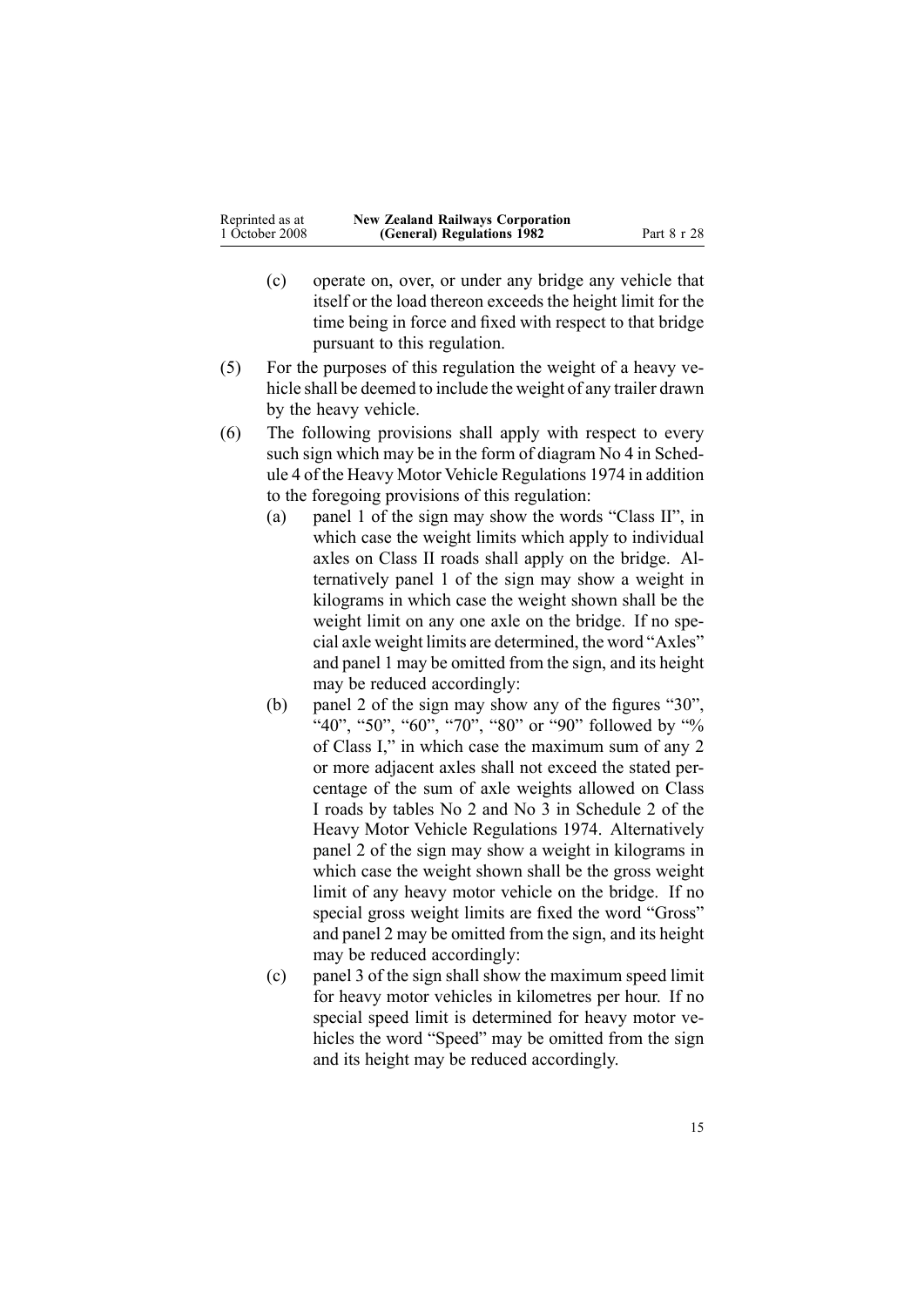(c) operate on, over, or under any bridge any vehicle that itself or the load thereon exceeds the height limit for the time being in force and fixed with respect to that bridge pursuant to this regulation.

(5) For the purposes of this regulation the weight of a heavy vehicle shall be deemed to include the weight of any trailer drawn by the heavy vehicle.

(6) The following provisions shall apply with respect to every such sign which may be in the form of diagram No 4 in Schedule 4 of the Heavy Motor Vehicle Regulations 1974 in addition to the foregoing provisions of this regulation:

(a) panel 1 of the sign may show the words "Class II", in which case the weight limits which apply to individual axles on Class II roads shall apply on the bridge. Alternatively panel 1 of the sign may show a weight in kilograms in which case the weight shown shall be the weight limit on any one axle on the bridge. If no special axle weight limits are determined, the word "Axles" and panel 1 may be omitted from the sign, and its height may be reduced accordingly:

(b) panel 2 of the sign may show any of the figures "30", "40", "50", "60", "70", "80" or "90" followed by "% of Class I," in which case the maximum sum of any 2 or more adjacent axles shall not exceed the stated percentage of the sum of axle weights allowed on Class I roads by tables No 2 and No 3 in Schedule 2 of the Heavy Motor Vehicle Regulations 1974. Alternatively panel 2 of the sign may show a weight in kilograms in which case the weight shown shall be the gross weight limit of any heavy motor vehicle on the bridge. If no special gross weight limits are fixed the word "Gross" and panel 2 may be omitted from the sign, and its height may be reduced accordingly:

(c) panel 3 of the sign shall show the maximum speed limit for heavy motor vehicles in kilometres per hour. If no special speed limit is determined for heavy motor vehicles the word "Speed" may be omitted from the sign and its height may be reduced accordingly.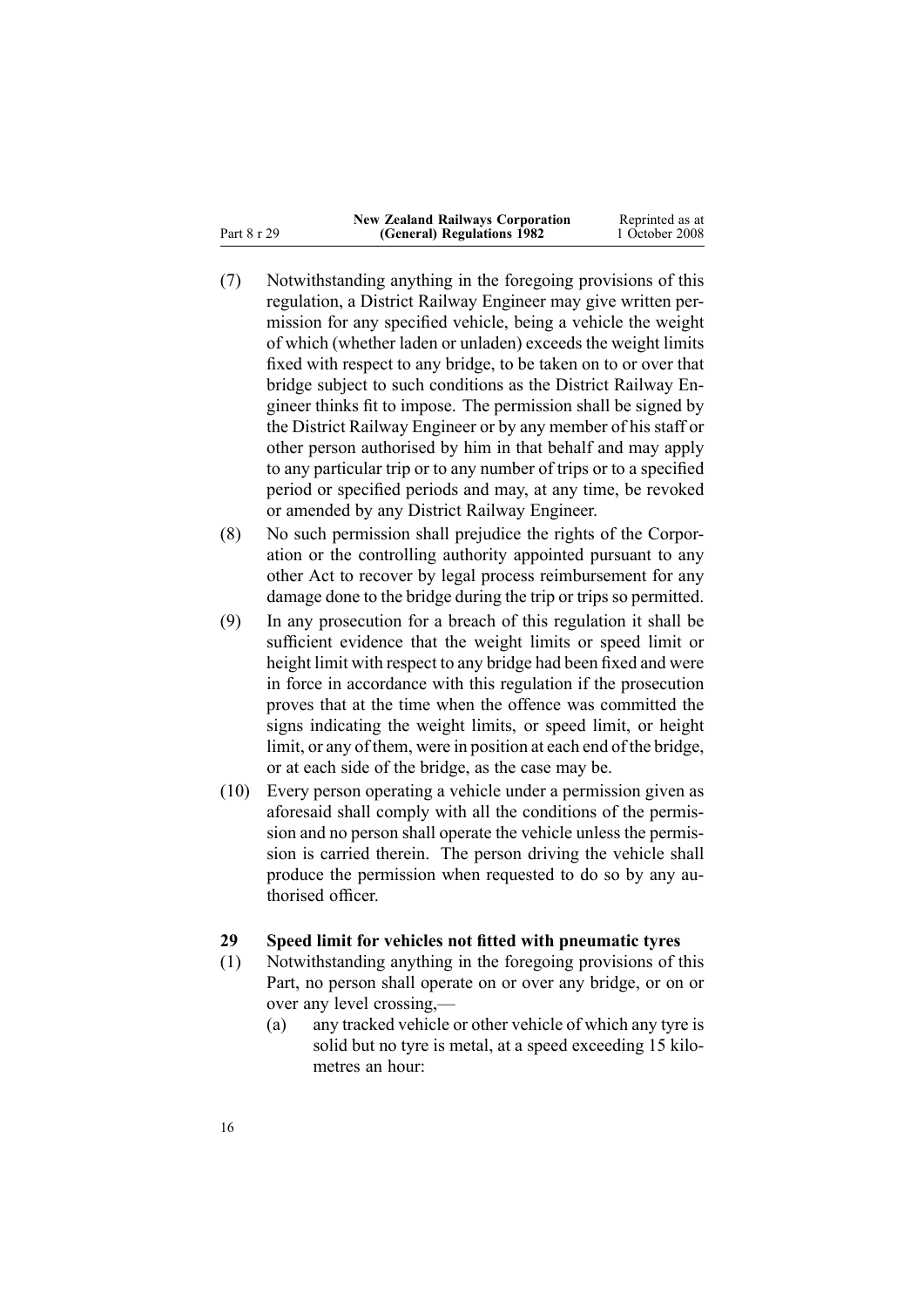(7) Notwithstanding anything in the foregoing provisions of this regulation, a District Railway Engineer may give written permission for any specified vehicle, being a vehicle the weight of which (whether laden or unladen) exceeds the weight limits fixed with respect to any bridge, to be taken on to or over that bridge subject to such conditions as the District Railway Engineer thinks fit to impose. The permission shall be signed by the District Railway Engineer or by any member of his staff or other person authorised by him in that behalf and may apply to any particular trip or to any number of trips or to a specified period or specified periods and may, at any time, be revoked or amended by any District Railway Engineer.

(8) No such permission shall prejudice the rights of the Corporation or the controlling authority appointed pursuant to any other Act to recover by legal process reimbursement for any damage done to the bridge during the trip or trips so permitted.

(9) In any prosecution for a breach of this regulation it shall be sufficient evidence that the weight limits or speed limit or height limit with respect to any bridge had been fixed and were in force in accordance with this regulation if the prosecution proves that at the time when the offence was committed the signs indicating the weight limits, or speed limit, or height limit, or any of them, were in position at each end of the bridge, or at each side of the bridge, as the case may be.

(10) Every person operating a vehicle under a permission given as aforesaid shall comply with all the conditions of the permission and no person shall operate the vehicle unless the permission is carried therein. The person driving the vehicle shall produce the permission when requested to do so by any authorised officer.

## 29 Speed limit for vehicles not fitted with pneumatic tyres

(1) Notwithstanding anything in the foregoing provisions of this Part, no person shall operate on or over any bridge, or on or over any level crossing,—

  (a) any tracked vehicle or other vehicle of which any tyre is solid but no tyre is metal, at a speed exceeding 15 kilometres an hour: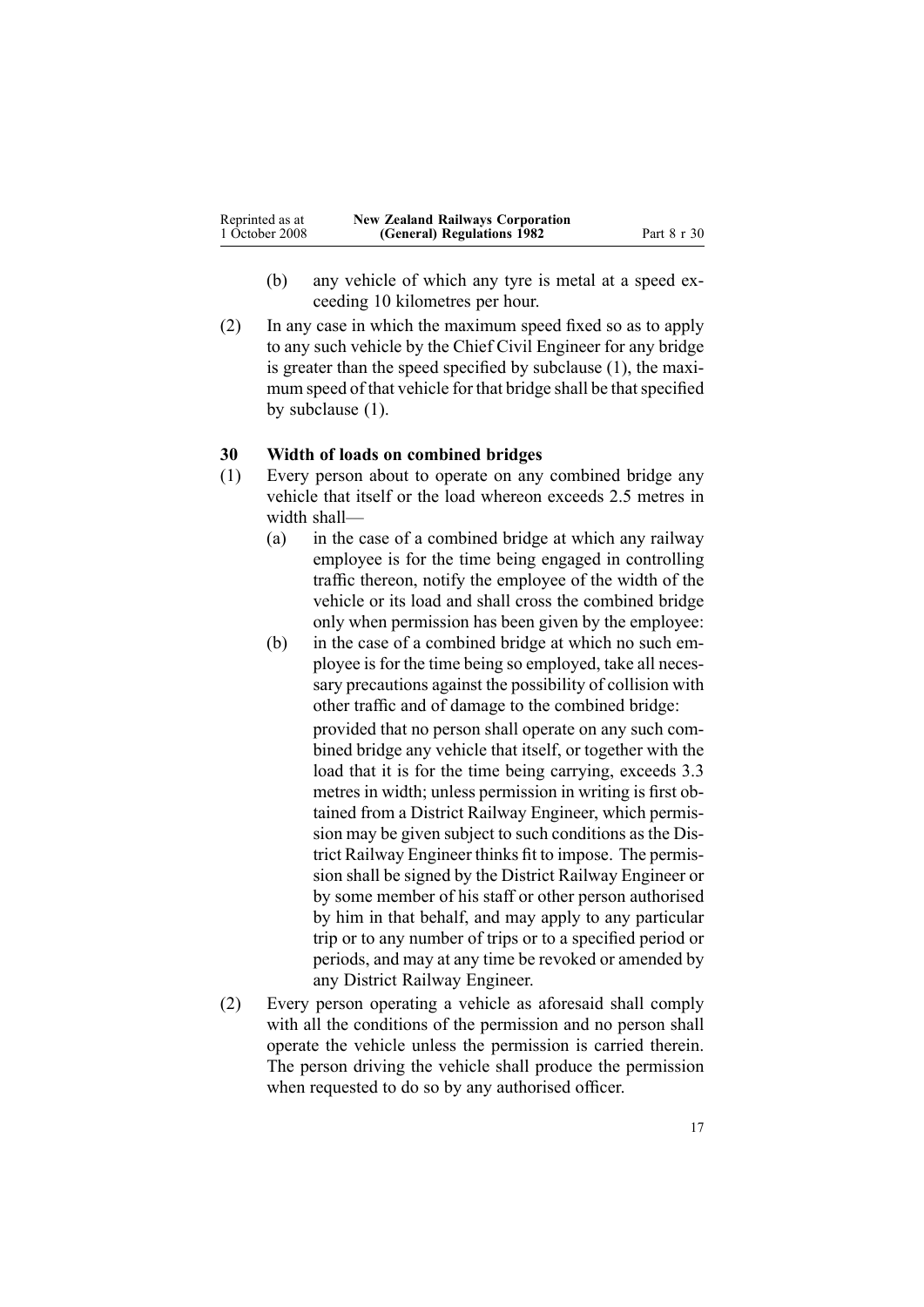(b) any vehicle of which any tyre is metal at a speed exceeding 10 kilometres per hour.

(2) In any case in which the maximum speed fixed so as to apply to any such vehicle by the Chief Civil Engineer for any bridge is greater than the speed specified by subclause (1), the maximum speed of that vehicle for that bridge shall be that specified by subclause (1).

### 30 Width of loads on combined bridges

(1) Every person about to operate on any combined bridge any vehicle that itself or the load whereon exceeds 2.5 metres in width shall—

(a) in the case of a combined bridge at which any railway employee is for the time being engaged in controlling traffic thereon, notify the employee of the width of the vehicle or its load and shall cross the combined bridge only when permission has been given by the employee:

(b) in the case of a combined bridge at which no such employee is for the time being so employed, take all necessary precautions against the possibility of collision with other traffic and of damage to the combined bridge:

provided that no person shall operate on any such combined bridge any vehicle that itself, or together with the load that it is for the time being carrying, exceeds 3.3 metres in width; unless permission in writing is first obtained from a District Railway Engineer, which permission may be given subject to such conditions as the District Railway Engineer thinks fit to impose. The permission shall be signed by the District Railway Engineer or by some member of his staff or other person authorised by him in that behalf, and may apply to any particular trip or to any number of trips or to a specified period or periods, and may at any time be revoked or amended by any District Railway Engineer.

(2) Every person operating a vehicle as aforesaid shall comply with all the conditions of the permission and no person shall operate the vehicle unless the permission is carried therein. The person driving the vehicle shall produce the permission when requested to do so by any authorised officer.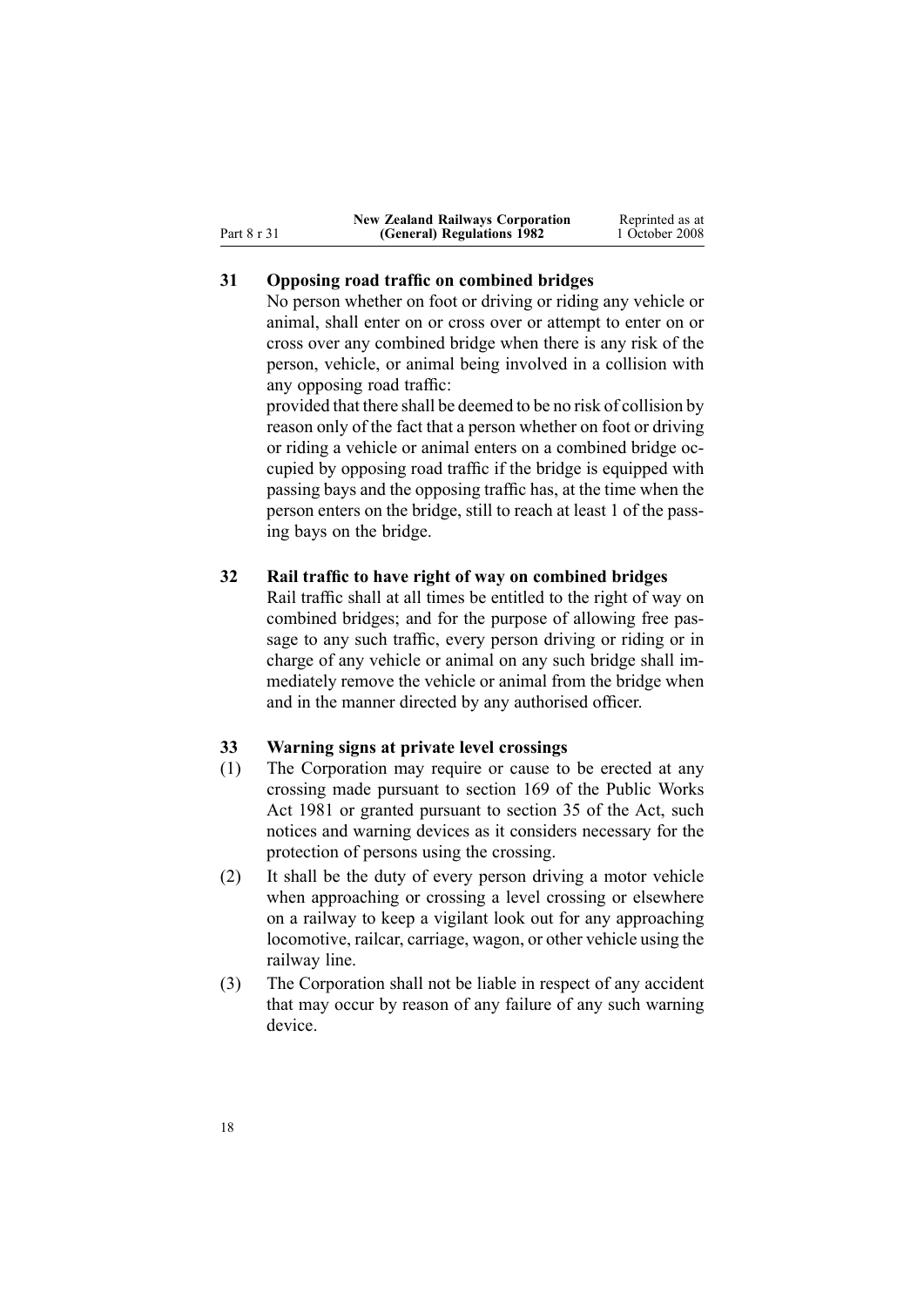## 31 Opposing road traffic on combined bridges

No person whether on foot or driving or riding any vehicle or animal, shall enter on or cross over or attempt to enter on or cross over any combined bridge when there is any risk of the person, vehicle, or animal being involved in a collision with any opposing road traffic:

provided that there shall be deemed to be no risk of collision by reason only of the fact that a person whether on foot or driving or riding a vehicle or animal enters on a combined bridge occupied by opposing road traffic if the bridge is equipped with passing bays and the opposing traffic has, at the time when the person enters on the bridge, still to reach at least 1 of the passing bays on the bridge.

## 32 Rail traffic to have right of way on combined bridges

Rail traffic shall at all times be entitled to the right of way on combined bridges; and for the purpose of allowing free passage to any such traffic, every person driving or riding or in charge of any vehicle or animal on any such bridge shall immediately remove the vehicle or animal from the bridge when and in the manner directed by any authorised officer.

## 33 Warning signs at private level crossings

(1) The Corporation may require or cause to be erected at any crossing made pursuant to section 169 of the Public Works Act 1981 or granted pursuant to section 35 of the Act, such notices and warning devices as it considers necessary for the protection of persons using the crossing.

(2) It shall be the duty of every person driving a motor vehicle when approaching or crossing a level crossing or elsewhere on a railway to keep a vigilant look out for any approaching locomotive, railcar, carriage, wagon, or other vehicle using the railway line.

(3) The Corporation shall not be liable in respect of any accident that may occur by reason of any failure of any such warning device.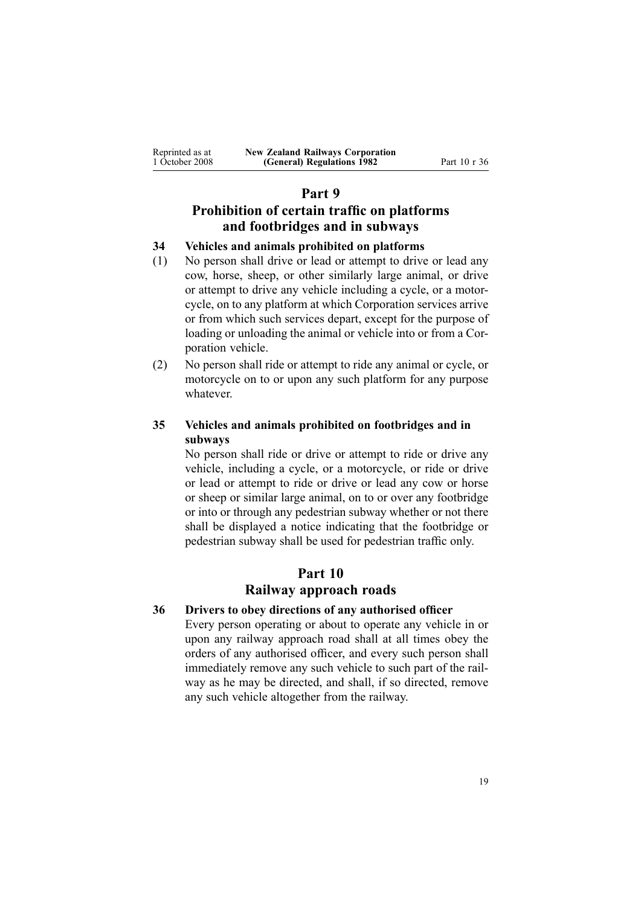## Part 9
## Prohibition of certain traffic on platforms and footbridges and in subways

### 34 Vehicles and animals prohibited on platforms

(1) No person shall drive or lead or attempt to drive or lead any cow, horse, sheep, or other similarly large animal, or drive or attempt to drive any vehicle including a cycle, or a motorcycle, on to any platform at which Corporation services arrive or from which such services depart, except for the purpose of loading or unloading the animal or vehicle into or from a Corporation vehicle.

(2) No person shall ride or attempt to ride any animal or cycle, or motorcycle on to or upon any such platform for any purpose whatever.

### 35 Vehicles and animals prohibited on footbridges and in subways

No person shall ride or drive or attempt to ride or drive any vehicle, including a cycle, or a motorcycle, or ride or drive or lead or attempt to ride or drive or lead any cow or horse or sheep or similar large animal, on to or over any footbridge or into or through any pedestrian subway whether or not there shall be displayed a notice indicating that the footbridge or pedestrian subway shall be used for pedestrian traffic only.

## Part 10
## Railway approach roads

### 36 Drivers to obey directions of any authorised officer

Every person operating or about to operate any vehicle in or upon any railway approach road shall at all times obey the orders of any authorised officer, and every such person shall immediately remove any such vehicle to such part of the railway as he may be directed, and shall, if so directed, remove any such vehicle altogether from the railway.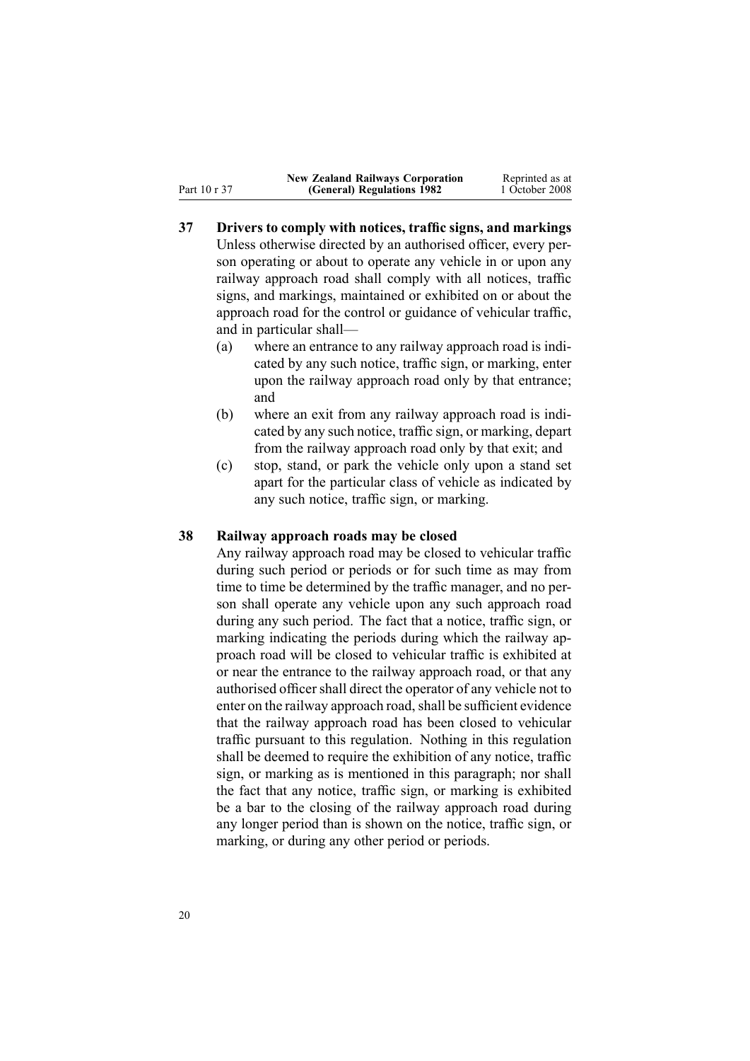**37 Drivers to comply with notices, traffic signs, and markings**

Unless otherwise directed by an authorised officer, every person operating or about to operate any vehicle in or upon any railway approach road shall comply with all notices, traffic signs, and markings, maintained or exhibited on or about the approach road for the control or guidance of vehicular traffic, and in particular shall—

(a) where an entrance to any railway approach road is indicated by any such notice, traffic sign, or marking, enter upon the railway approach road only by that entrance; and

(b) where an exit from any railway approach road is indicated by any such notice, traffic sign, or marking, depart from the railway approach road only by that exit; and

(c) stop, stand, or park the vehicle only upon a stand set apart for the particular class of vehicle as indicated by any such notice, traffic sign, or marking.

**38 Railway approach roads may be closed**

Any railway approach road may be closed to vehicular traffic during such period or periods or for such time as may from time to time be determined by the traffic manager, and no person shall operate any vehicle upon any such approach road during any such period. The fact that a notice, traffic sign, or marking indicating the periods during which the railway approach road will be closed to vehicular traffic is exhibited at or near the entrance to the railway approach road, or that any authorised officer shall direct the operator of any vehicle not to enter on the railway approach road, shall be sufficient evidence that the railway approach road has been closed to vehicular traffic pursuant to this regulation. Nothing in this regulation shall be deemed to require the exhibition of any notice, traffic sign, or marking as is mentioned in this paragraph; nor shall the fact that any notice, traffic sign, or marking is exhibited be a bar to the closing of the railway approach road during any longer period than is shown on the notice, traffic sign, or marking, or during any other period or periods.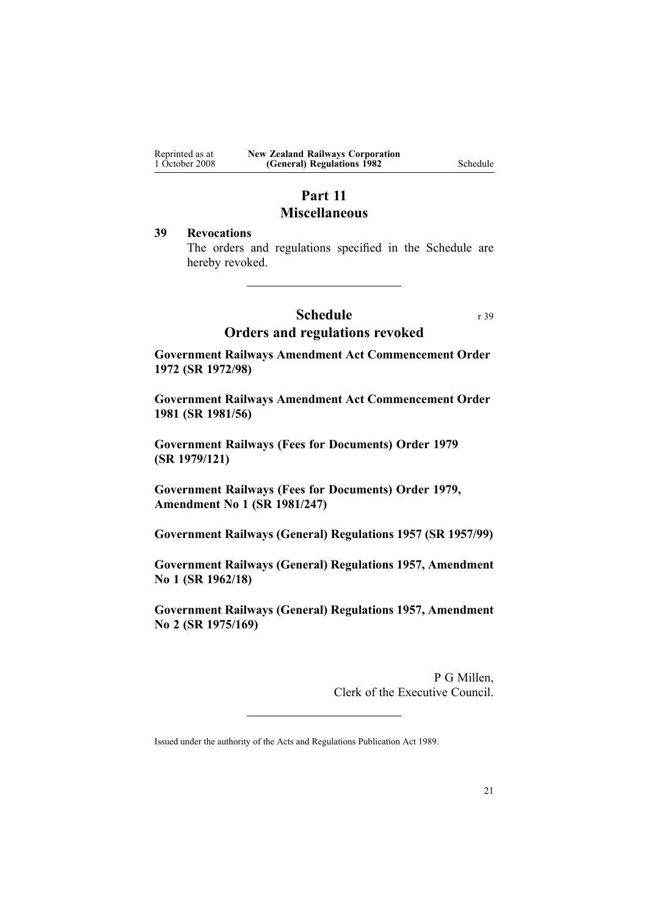# Part 11
# Miscellaneous

### 39 Revocations

The orders and regulations specified in the Schedule are hereby revoked.

---

# Schedule

r 39

## Orders and regulations revoked

**Government Railways Amendment Act Commencement Order 1972 (SR 1972/98)**

**Government Railways Amendment Act Commencement Order 1981 (SR 1981/56)**

**Government Railways (Fees for Documents) Order 1979 (SR 1979/121)**

**Government Railways (Fees for Documents) Order 1979, Amendment No 1 (SR 1981/247)**

**Government Railways (General) Regulations 1957 (SR 1957/99)**

**Government Railways (General) Regulations 1957, Amendment No 1 (SR 1962/18)**

**Government Railways (General) Regulations 1957, Amendment No 2 (SR 1975/169)**

P G Millen,
Clerk of the Executive Council.

---

Issued under the authority of the Acts and Regulations Publication Act 1989.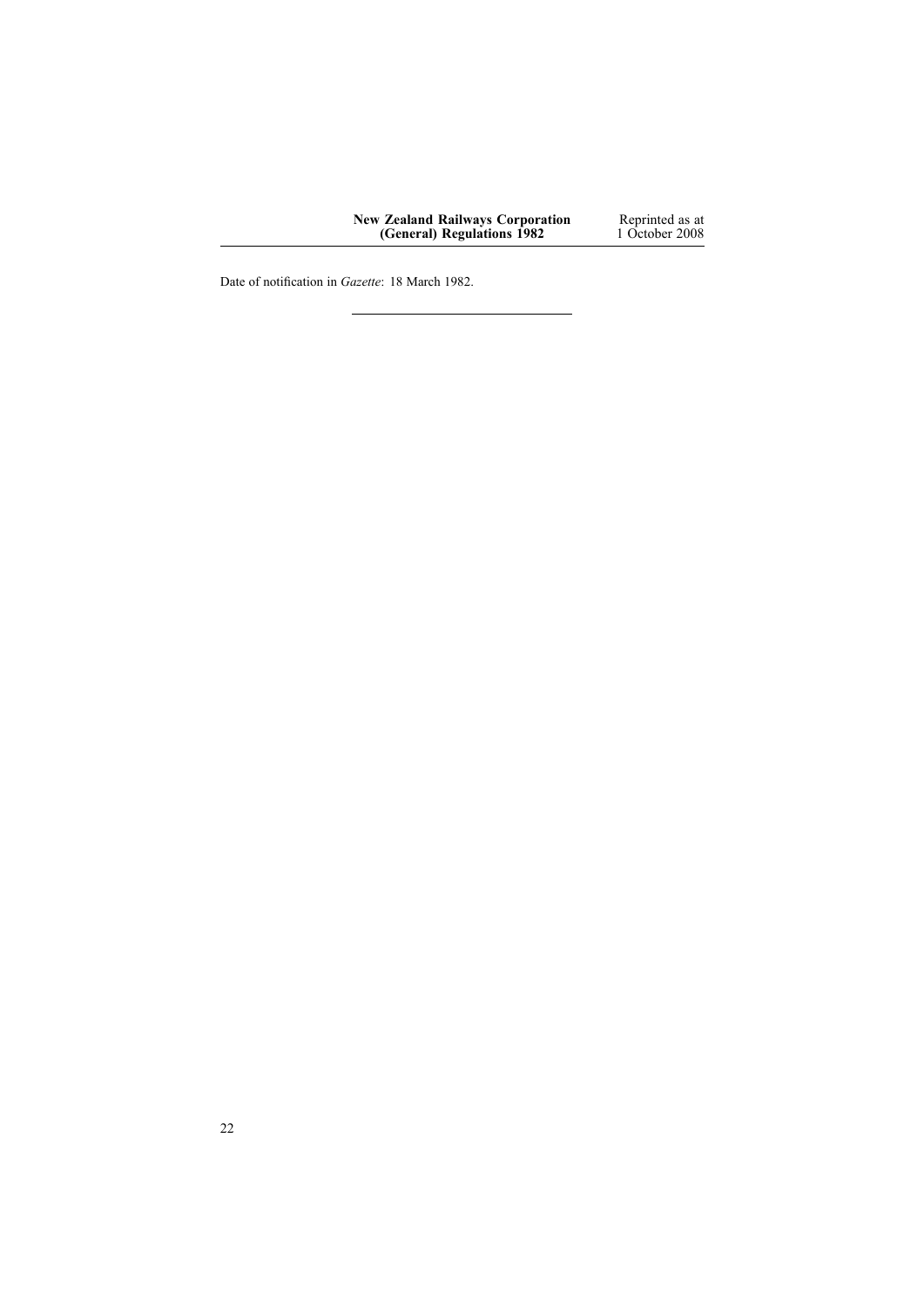Date of notification in *Gazette*: 18 March 1982.

---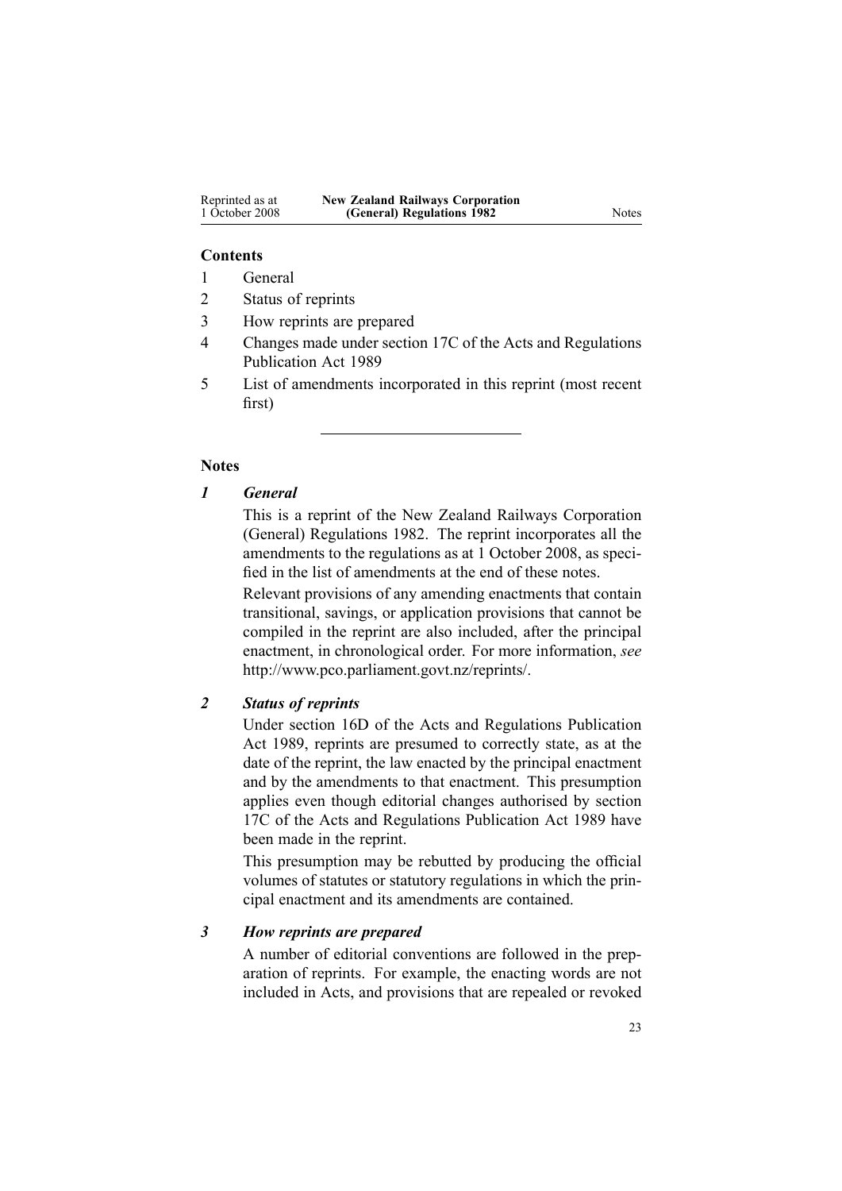**Contents**

1 General

2 Status of reprints

3 How reprints are prepared

4 Changes made under section 17C of the Acts and Regulations Publication Act 1989

5 List of amendments incorporated in this reprint (most recent first)

---

## Notes

### *1 General*

This is a reprint of the New Zealand Railways Corporation (General) Regulations 1982. The reprint incorporates all the amendments to the regulations as at 1 October 2008, as specified in the list of amendments at the end of these notes.

Relevant provisions of any amending enactments that contain transitional, savings, or application provisions that cannot be compiled in the reprint are also included, after the principal enactment, in chronological order. For more information, *see* http://www.pco.parliament.govt.nz/reprints/.

### *2 Status of reprints*

Under section 16D of the Acts and Regulations Publication Act 1989, reprints are presumed to correctly state, as at the date of the reprint, the law enacted by the principal enactment and by the amendments to that enactment. This presumption applies even though editorial changes authorised by section 17C of the Acts and Regulations Publication Act 1989 have been made in the reprint.

This presumption may be rebutted by producing the official volumes of statutes or statutory regulations in which the principal enactment and its amendments are contained.

### *3 How reprints are prepared*

A number of editorial conventions are followed in the preparation of reprints. For example, the enacting words are not included in Acts, and provisions that are repealed or revoked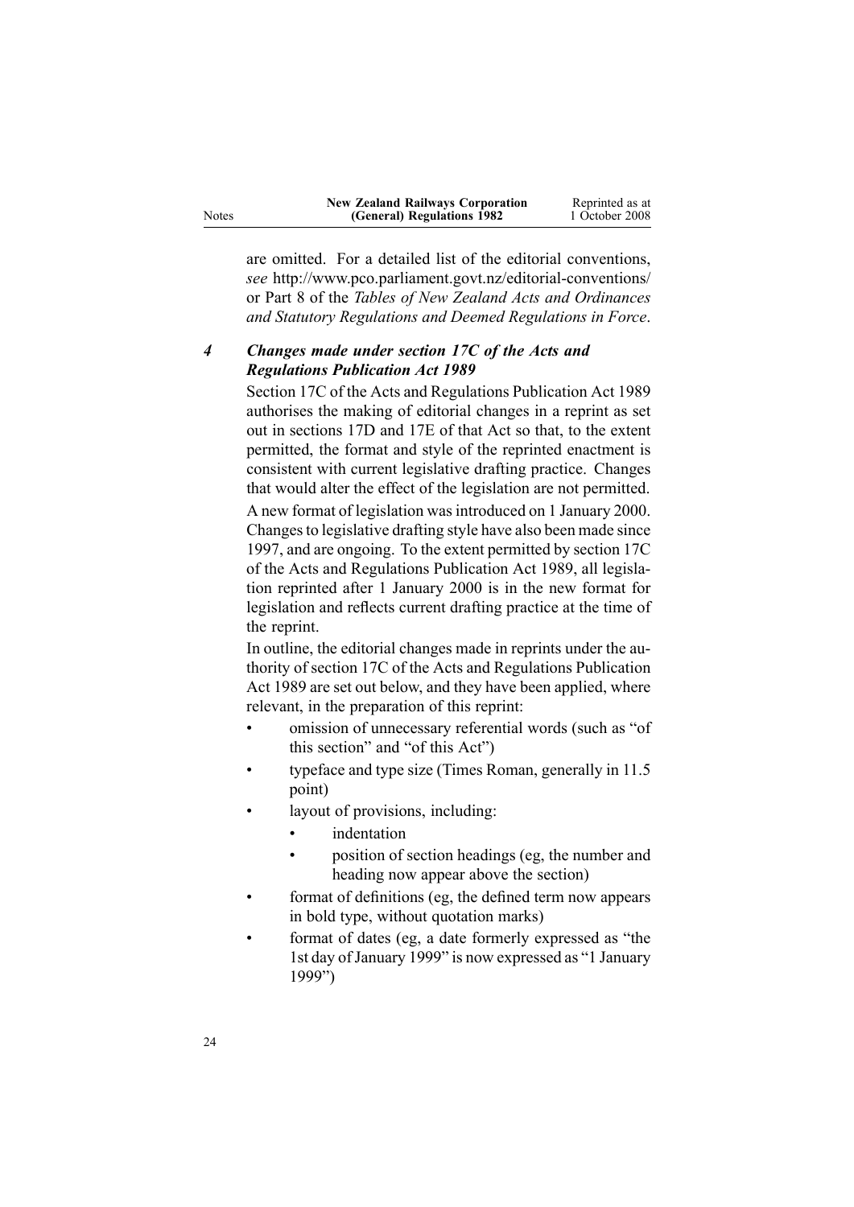are omitted. For a detailed list of the editorial conventions, *see* http://www.pco.parliament.govt.nz/editorial-conventions/ or Part 8 of the *Tables of New Zealand Acts and Ordinances and Statutory Regulations and Deemed Regulations in Force*.

### *4 Changes made under section 17C of the Acts and Regulations Publication Act 1989*

Section 17C of the Acts and Regulations Publication Act 1989 authorises the making of editorial changes in a reprint as set out in sections 17D and 17E of that Act so that, to the extent permitted, the format and style of the reprinted enactment is consistent with current legislative drafting practice. Changes that would alter the effect of the legislation are not permitted.

A new format of legislation was introduced on 1 January 2000. Changes to legislative drafting style have also been made since 1997, and are ongoing. To the extent permitted by section 17C of the Acts and Regulations Publication Act 1989, all legislation reprinted after 1 January 2000 is in the new format for legislation and reflects current drafting practice at the time of the reprint.

In outline, the editorial changes made in reprints under the authority of section 17C of the Acts and Regulations Publication Act 1989 are set out below, and they have been applied, where relevant, in the preparation of this reprint:

- omission of unnecessary referential words (such as "of this section" and "of this Act")
- typeface and type size (Times Roman, generally in 11.5 point)
- layout of provisions, including:
  - indentation
  - position of section headings (eg, the number and heading now appear above the section)
- format of definitions (eg, the defined term now appears in bold type, without quotation marks)
- format of dates (eg, a date formerly expressed as "the 1st day of January 1999" is now expressed as "1 January 1999")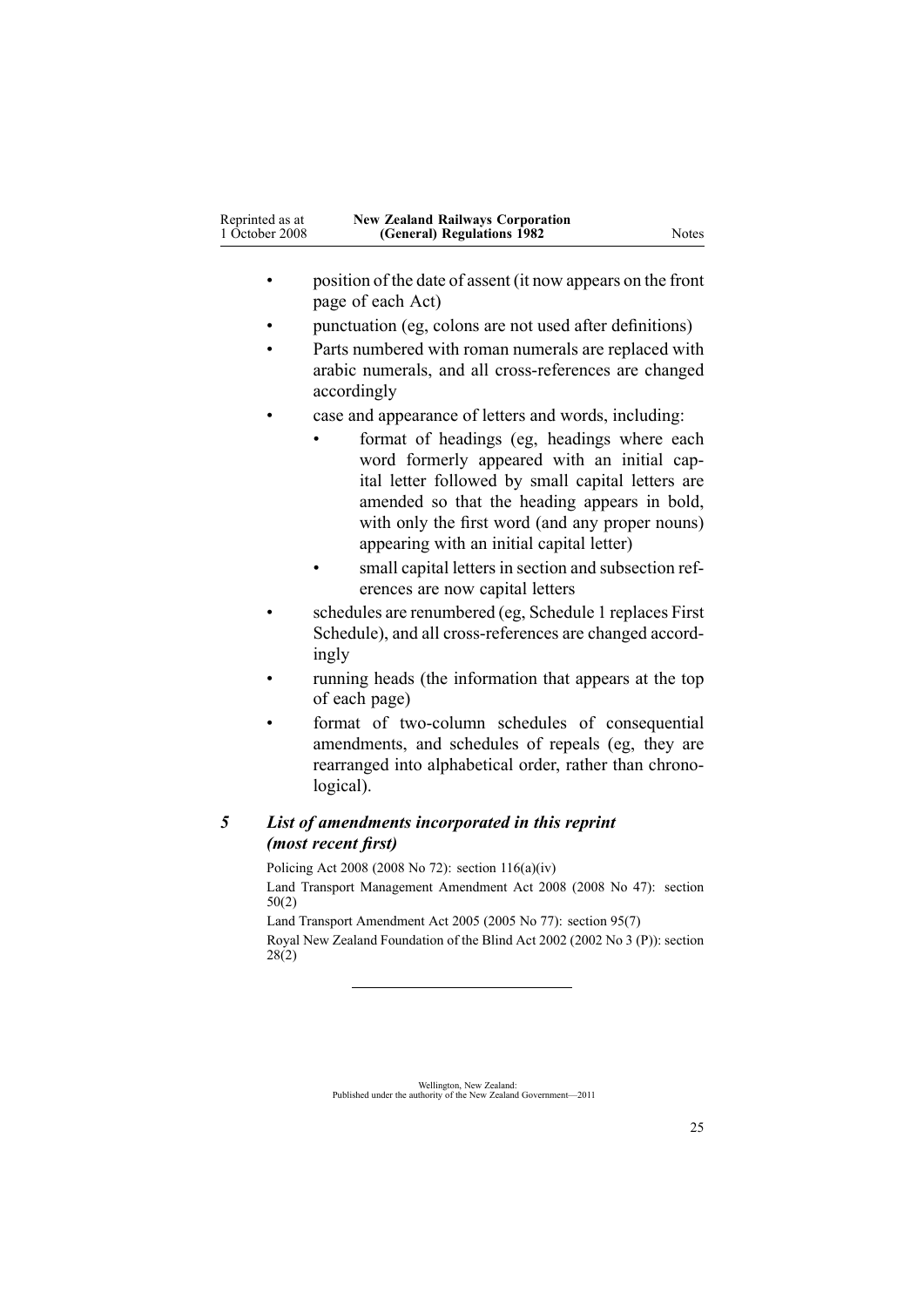- position of the date of assent (it now appears on the front page of each Act)
- punctuation (eg, colons are not used after definitions)
- Parts numbered with roman numerals are replaced with arabic numerals, and all cross-references are changed accordingly
- case and appearance of letters and words, including:
  - format of headings (eg, headings where each word formerly appeared with an initial capital letter followed by small capital letters are amended so that the heading appears in bold, with only the first word (and any proper nouns) appearing with an initial capital letter)
  - small capital letters in section and subsection references are now capital letters
- schedules are renumbered (eg, Schedule 1 replaces First Schedule), and all cross-references are changed accordingly
- running heads (the information that appears at the top of each page)
- format of two-column schedules of consequential amendments, and schedules of repeals (eg, they are rearranged into alphabetical order, rather than chronological).

### *5 List of amendments incorporated in this reprint (most recent first)*

Policing Act 2008 (2008 No 72): section 116(a)(iv)

Land Transport Management Amendment Act 2008 (2008 No 47): section 50(2)

Land Transport Amendment Act 2005 (2005 No 77): section 95(7)

Royal New Zealand Foundation of the Blind Act 2002 (2002 No 3 (P)): section 28(2)

---

Wellington, New Zealand:
Published under the authority of the New Zealand Government—2011